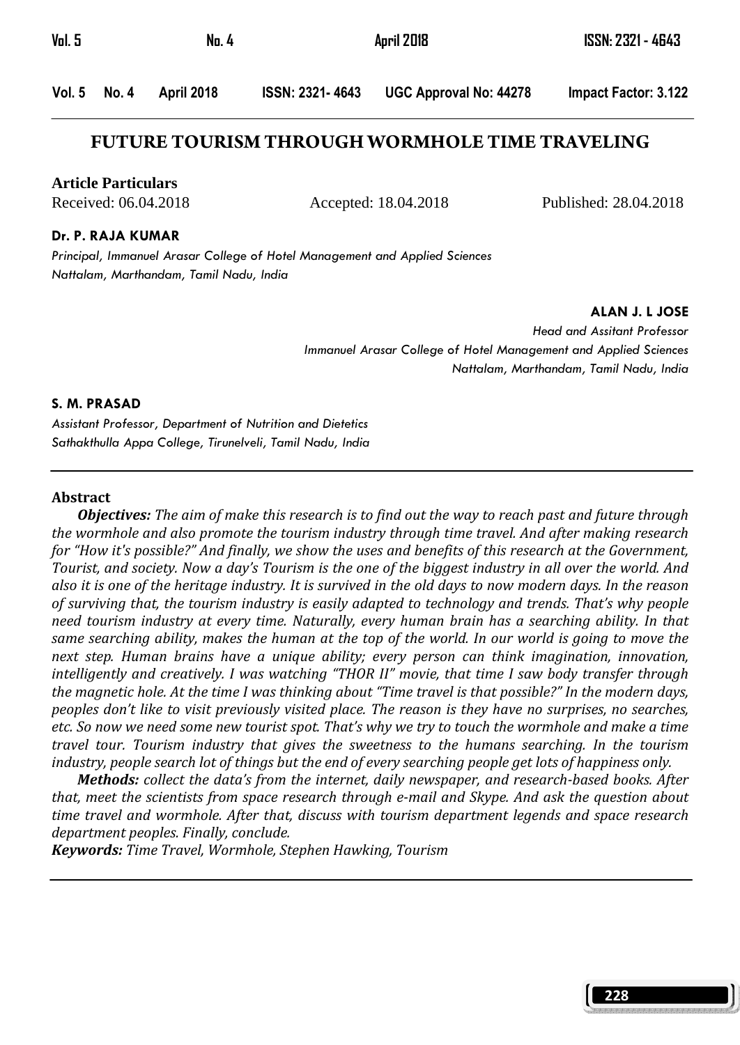# FUTURE TOURISM THROUGH WORMHOLE TIME TRAVELING

**Article Particulars**

Received: 06.04.2018 Accepted: 18.04.2018 Published: 28.04.2018

**Dr. P. RAJA KUMAR**

*Principal, Immanuel Arasar College of Hotel Management and Applied Sciences*
*Nattalam, Marthandam, Tamil Nadu, India*

**ALAN J. L JOSE**

*Head and Assitant Professor*
*Immanuel Arasar College of Hotel Management and Applied Sciences*
*Nattalam, Marthandam, Tamil Nadu, India*

**S. M. PRASAD**

*Assistant Professor, Department of Nutrition and Dietetics*
*Sathakthulla Appa College, Tirunelveli, Tamil Nadu, India*

## Abstract

***Objectives:*** *The aim of make this research is to find out the way to reach past and future through the wormhole and also promote the tourism industry through time travel. And after making research for "How it's possible?" And finally, we show the uses and benefits of this research at the Government, Tourist, and society. Now a day's Tourism is the one of the biggest industry in all over the world. And also it is one of the heritage industry. It is survived in the old days to now modern days. In the reason of surviving that, the tourism industry is easily adapted to technology and trends. That's why people need tourism industry at every time. Naturally, every human brain has a searching ability. In that same searching ability, makes the human at the top of the world. In our world is going to move the next step. Human brains have a unique ability; every person can think imagination, innovation, intelligently and creatively. I was watching "THOR II" movie, that time I saw body transfer through the magnetic hole. At the time I was thinking about "Time travel is that possible?" In the modern days, peoples don't like to visit previously visited place. The reason is they have no surprises, no searches, etc. So now we need some new tourist spot. That's why we try to touch the wormhole and make a time travel tour. Tourism industry that gives the sweetness to the humans searching. In the tourism industry, people search lot of things but the end of every searching people get lots of happiness only.*

***Methods:*** *collect the data's from the internet, daily newspaper, and research-based books. After that, meet the scientists from space research through e-mail and Skype. And ask the question about time travel and wormhole. After that, discuss with tourism department legends and space research department peoples. Finally, conclude.*

***Keywords:*** *Time Travel, Wormhole, Stephen Hawking, Tourism*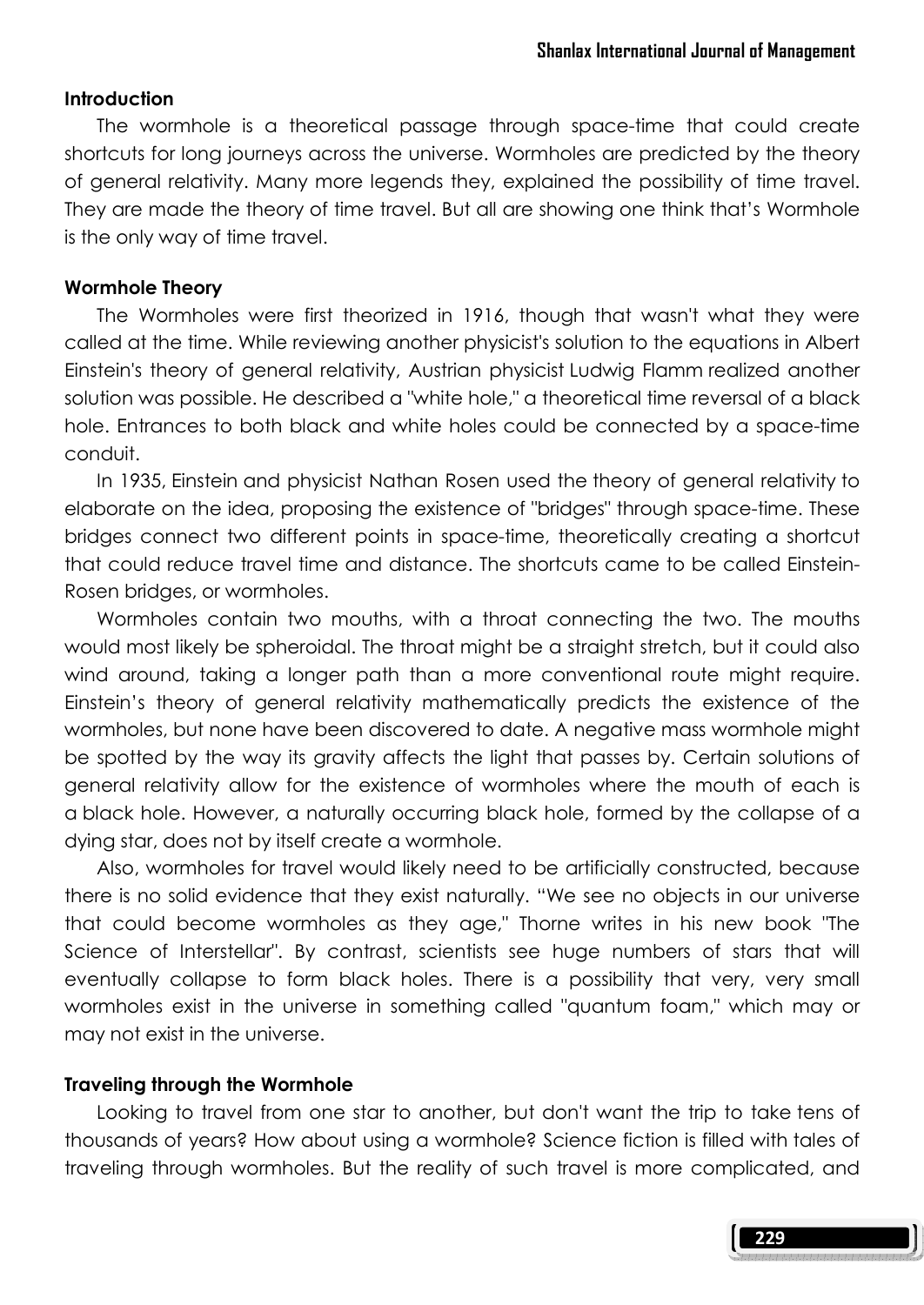### Introduction

The wormhole is a theoretical passage through space-time that could create shortcuts for long journeys across the universe. Wormholes are predicted by the theory of general relativity. Many more legends they, explained the possibility of time travel. They are made the theory of time travel. But all are showing one think that's Wormhole is the only way of time travel.

### Wormhole Theory

The Wormholes were first theorized in 1916, though that wasn't what they were called at the time. While reviewing another physicist's solution to the equations in Albert Einstein's theory of general relativity, Austrian physicist Ludwig Flamm realized another solution was possible. He described a "white hole," a theoretical time reversal of a black hole. Entrances to both black and white holes could be connected by a space-time conduit.

In 1935, Einstein and physicist Nathan Rosen used the theory of general relativity to elaborate on the idea, proposing the existence of "bridges" through space-time. These bridges connect two different points in space-time, theoretically creating a shortcut that could reduce travel time and distance. The shortcuts came to be called Einstein-Rosen bridges, or wormholes.

Wormholes contain two mouths, with a throat connecting the two. The mouths would most likely be spheroidal. The throat might be a straight stretch, but it could also wind around, taking a longer path than a more conventional route might require. Einstein's theory of general relativity mathematically predicts the existence of the wormholes, but none have been discovered to date. A negative mass wormhole might be spotted by the way its gravity affects the light that passes by. Certain solutions of general relativity allow for the existence of wormholes where the mouth of each is a black hole. However, a naturally occurring black hole, formed by the collapse of a dying star, does not by itself create a wormhole.

Also, wormholes for travel would likely need to be artificially constructed, because there is no solid evidence that they exist naturally. "We see no objects in our universe that could become wormholes as they age," Thorne writes in his new book "The Science of Interstellar". By contrast, scientists see huge numbers of stars that will eventually collapse to form black holes. There is a possibility that very, very small wormholes exist in the universe in something called "quantum foam," which may or may not exist in the universe.

### Traveling through the Wormhole

Looking to travel from one star to another, but don't want the trip to take tens of thousands of years? How about using a wormhole? Science fiction is filled with tales of traveling through wormholes. But the reality of such travel is more complicated, and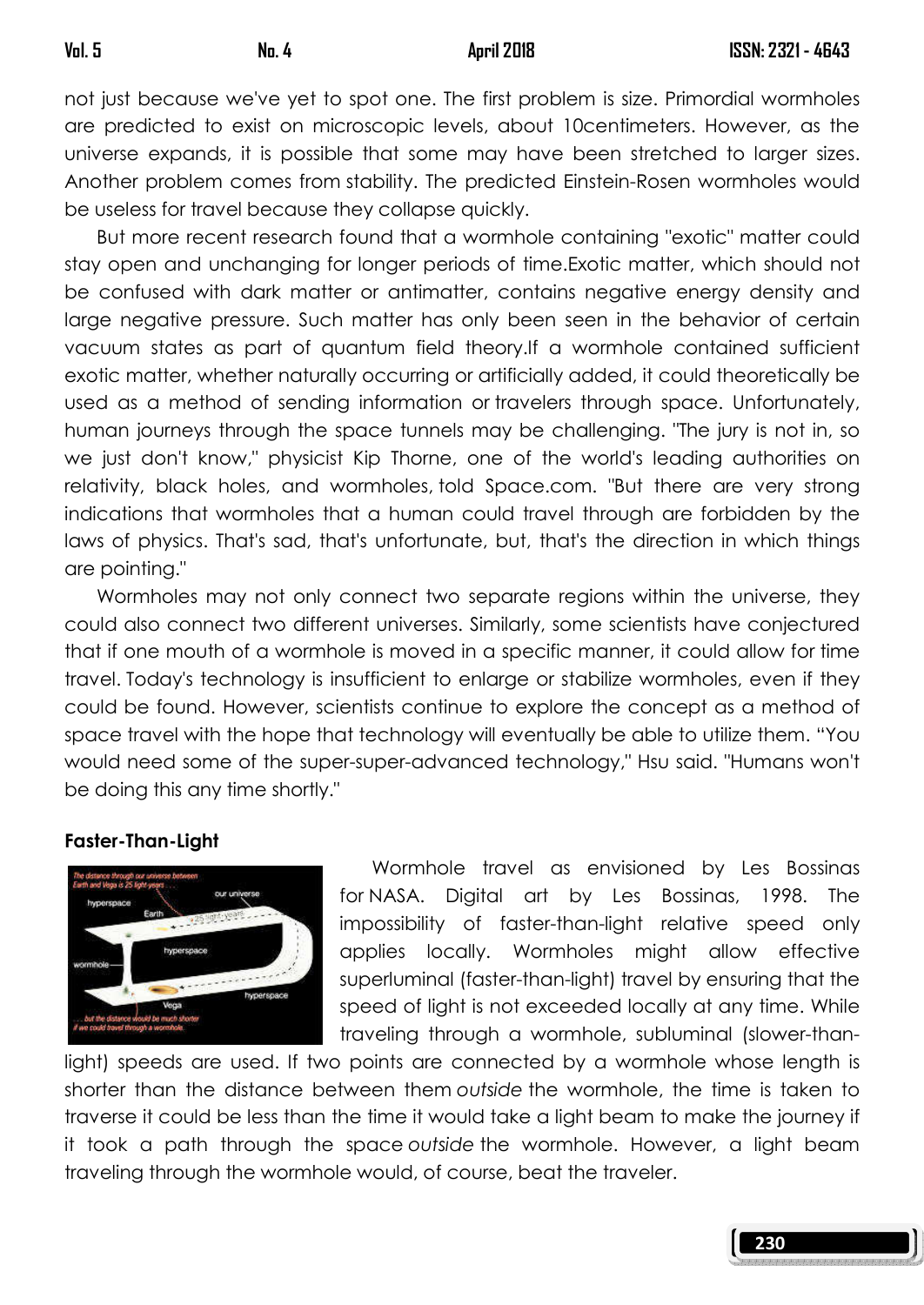not just because we've yet to spot one. The first problem is size. Primordial wormholes are predicted to exist on microscopic levels, about 10centimeters. However, as the universe expands, it is possible that some may have been stretched to larger sizes. Another problem comes from stability. The predicted Einstein-Rosen wormholes would be useless for travel because they collapse quickly.

But more recent research found that a wormhole containing "exotic" matter could stay open and unchanging for longer periods of time.Exotic matter, which should not be confused with dark matter or antimatter, contains negative energy density and large negative pressure. Such matter has only been seen in the behavior of certain vacuum states as part of quantum field theory.If a wormhole contained sufficient exotic matter, whether naturally occurring or artificially added, it could theoretically be used as a method of sending information or travelers through space. Unfortunately, human journeys through the space tunnels may be challenging. "The jury is not in, so we just don't know," physicist Kip Thorne, one of the world's leading authorities on relativity, black holes, and wormholes, told Space.com. "But there are very strong indications that wormholes that a human could travel through are forbidden by the laws of physics. That's sad, that's unfortunate, but, that's the direction in which things are pointing."

Wormholes may not only connect two separate regions within the universe, they could also connect two different universes. Similarly, some scientists have conjectured that if one mouth of a wormhole is moved in a specific manner, it could allow for time travel. Today's technology is insufficient to enlarge or stabilize wormholes, even if they could be found. However, scientists continue to explore the concept as a method of space travel with the hope that technology will eventually be able to utilize them. "You would need some of the super-super-advanced technology," Hsu said. "Humans won't be doing this any time shortly."

**Faster-Than-Light**

Wormhole travel as envisioned by Les Bossinas for NASA. Digital art by Les Bossinas, 1998. The impossibility of faster-than-light relative speed only applies locally. Wormholes might allow effective superluminal (faster-than-light) travel by ensuring that the speed of light is not exceeded locally at any time. While traveling through a wormhole, subluminal (slower-than-light) speeds are used. If two points are connected by a wormhole whose length is shorter than the distance between them *outside* the wormhole, the time is taken to traverse it could be less than the time it would take a light beam to make the journey if it took a path through the space *outside* the wormhole. However, a light beam traveling through the wormhole would, of course, beat the traveler.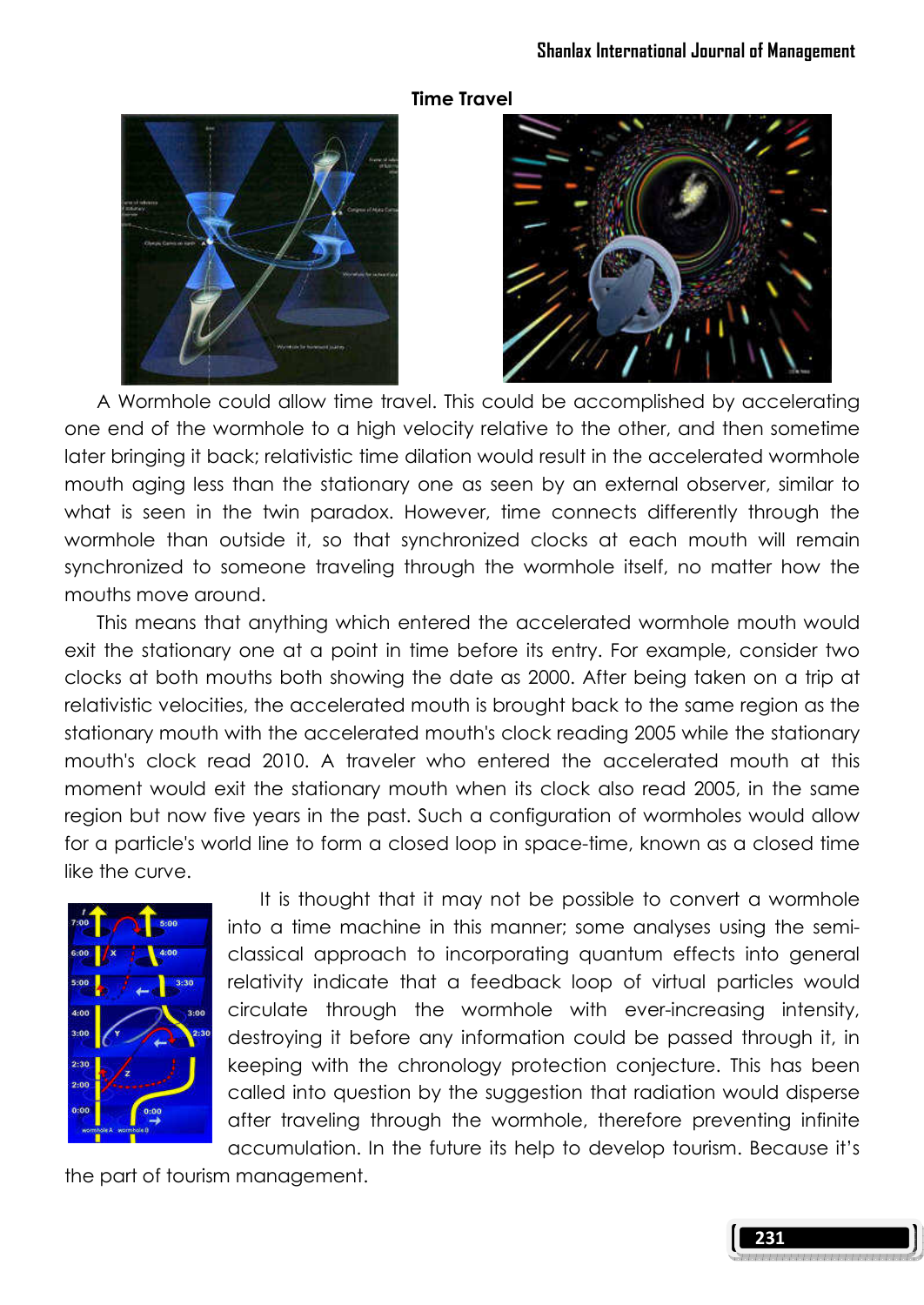**Time Travel**

A Wormhole could allow time travel. This could be accomplished by accelerating one end of the wormhole to a high velocity relative to the other, and then sometime later bringing it back; relativistic time dilation would result in the accelerated wormhole mouth aging less than the stationary one as seen by an external observer, similar to what is seen in the twin paradox. However, time connects differently through the wormhole than outside it, so that synchronized clocks at each mouth will remain synchronized to someone traveling through the wormhole itself, no matter how the mouths move around.

This means that anything which entered the accelerated wormhole mouth would exit the stationary one at a point in time before its entry. For example, consider two clocks at both mouths both showing the date as 2000. After being taken on a trip at relativistic velocities, the accelerated mouth is brought back to the same region as the stationary mouth with the accelerated mouth's clock reading 2005 while the stationary mouth's clock read 2010. A traveler who entered the accelerated mouth at this moment would exit the stationary mouth when its clock also read 2005, in the same region but now five years in the past. Such a configuration of wormholes would allow for a particle's world line to form a closed loop in space-time, known as a closed time like the curve.

It is thought that it may not be possible to convert a wormhole into a time machine in this manner; some analyses using the semi-classical approach to incorporating quantum effects into general relativity indicate that a feedback loop of virtual particles would circulate through the wormhole with ever-increasing intensity, destroying it before any information could be passed through it, in keeping with the chronology protection conjecture. This has been called into question by the suggestion that radiation would disperse after traveling through the wormhole, therefore preventing infinite accumulation. In the future its help to develop tourism. Because it's the part of tourism management.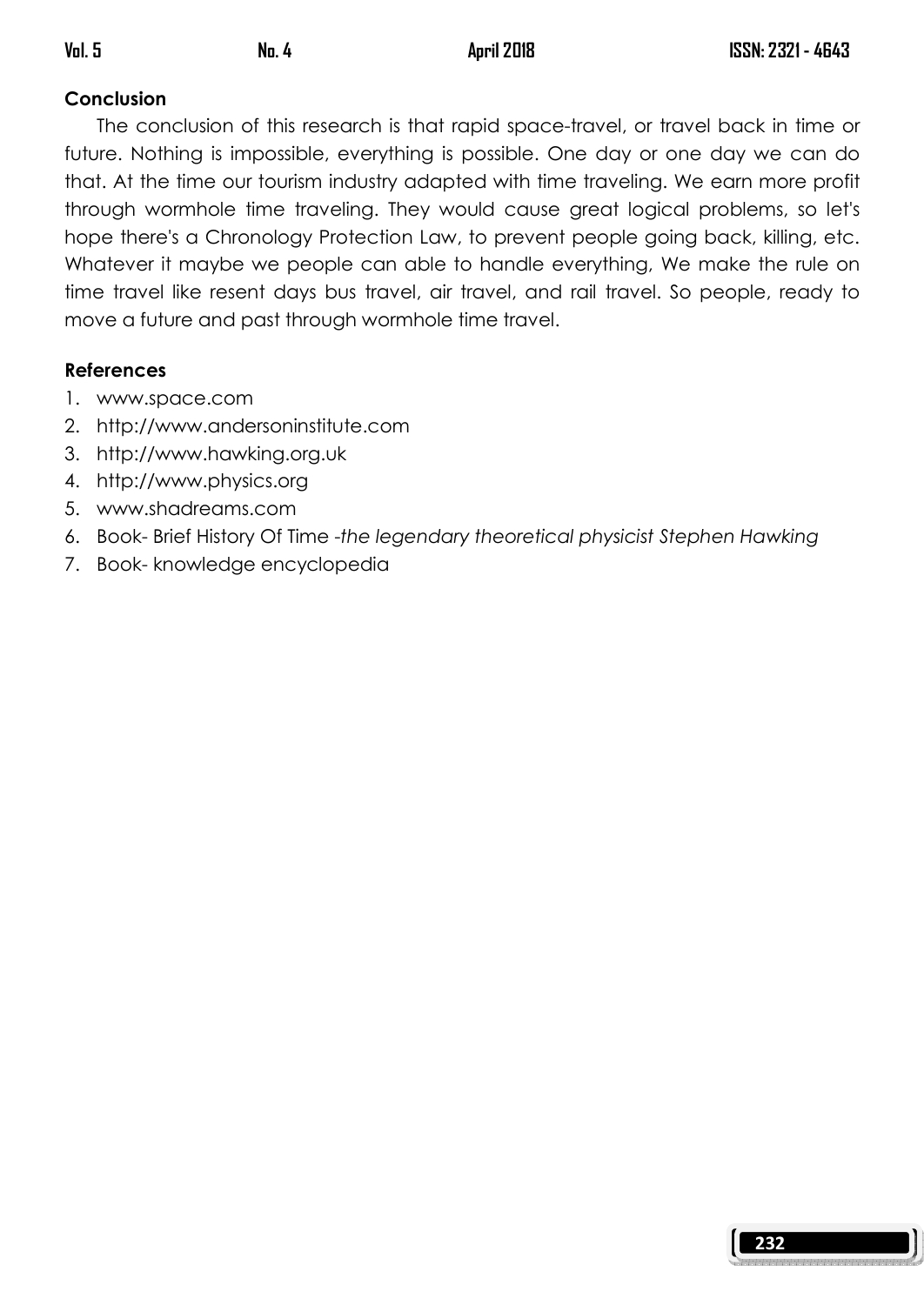## Conclusion

The conclusion of this research is that rapid space-travel, or travel back in time or future. Nothing is impossible, everything is possible. One day or one day we can do that. At the time our tourism industry adapted with time traveling. We earn more profit through wormhole time traveling. They would cause great logical problems, so let's hope there's a Chronology Protection Law, to prevent people going back, killing, etc. Whatever it maybe we people can able to handle everything, We make the rule on time travel like resent days bus travel, air travel, and rail travel. So people, ready to move a future and past through wormhole time travel.

## References

1. www.space.com
2. http://www.andersoninstitute.com
3. http://www.hawking.org.uk
4. http://www.physics.org
5. www.shadreams.com
6. Book- Brief History Of Time *-the legendary theoretical physicist Stephen Hawking*
7. Book- knowledge encyclopedia